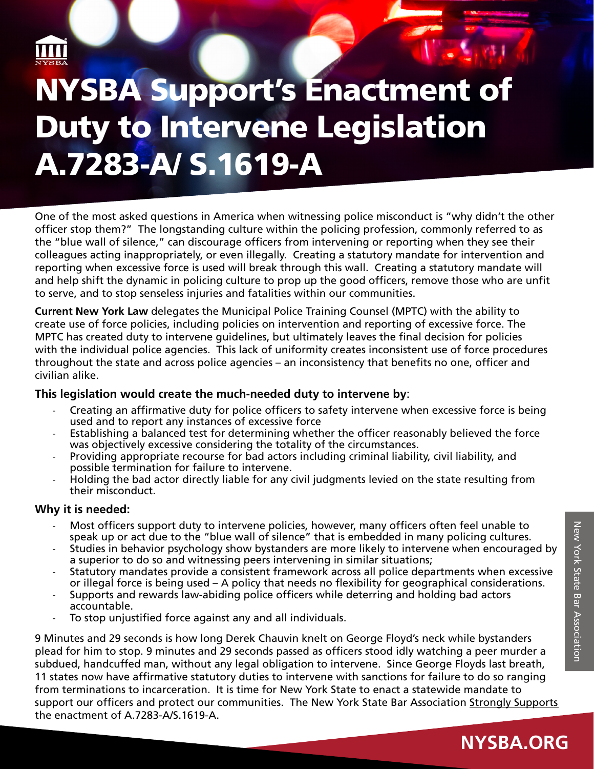# NYSBA Support's Enactment of Duty to Intervene Legislation A.7283-A/ S.1619-A

One of the most asked questions in America when witnessing police misconduct is "why didn't the other officer stop them?" The longstanding culture within the policing profession, commonly referred to as the "blue wall of silence," can discourage officers from intervening or reporting when they see their colleagues acting inappropriately, or even illegally. Creating a statutory mandate for intervention and reporting when excessive force is used will break through this wall. Creating a statutory mandate will and help shift the dynamic in policing culture to prop up the good officers, remove those who are unfit to serve, and to stop senseless injuries and fatalities within our communities.

**Current New York Law** delegates the Municipal Police Training Counsel (MPTC) with the ability to create use of force policies, including policies on intervention and reporting of excessive force. The MPTC has created duty to intervene guidelines, but ultimately leaves the final decision for policies with the individual police agencies. This lack of uniformity creates inconsistent use of force procedures throughout the state and across police agencies – an inconsistency that benefits no one, officer and civilian alike.

**This legislation would create the much-needed duty to intervene by**:

- Creating an affirmative duty for police officers to safety intervene when excessive force is being used and to report any instances of excessive force
- Establishing a balanced test for determining whether the officer reasonably believed the force was objectively excessive considering the totality of the circumstances.
- Providing appropriate recourse for bad actors including criminal liability, civil liability, and possible termination for failure to intervene.
- Holding the bad actor directly liable for any civil judgments levied on the state resulting from their misconduct.

**Why it is needed:**

- Most officers support duty to intervene policies, however, many officers often feel unable to speak up or act due to the "blue wall of silence" that is embedded in many policing cultures.
- Studies in behavior psychology show bystanders are more likely to intervene when encouraged by a superior to do so and witnessing peers intervening in similar situations;
- Statutory mandates provide a consistent framework across all police departments when excessive or illegal force is being used – A policy that needs no flexibility for geographical considerations.
- Supports and rewards law-abiding police officers while deterring and holding bad actors accountable.
- To stop unjustified force against any and all individuals.

9 Minutes and 29 seconds is how long Derek Chauvin knelt on George Floyd's neck while bystanders plead for him to stop. 9 minutes and 29 seconds passed as officers stood idly watching a peer murder a subdued, handcuffed man, without any legal obligation to intervene. Since George Floyds last breath, 11 states now have affirmative statutory duties to intervene with sanctions for failure to do so ranging from terminations to incarceration. It is time for New York State to enact a statewide mandate to support our officers and protect our communities. The New York State Bar Association Strongly Supports the enactment of A.7283-A/S.1619-A.

NYSBA.ORG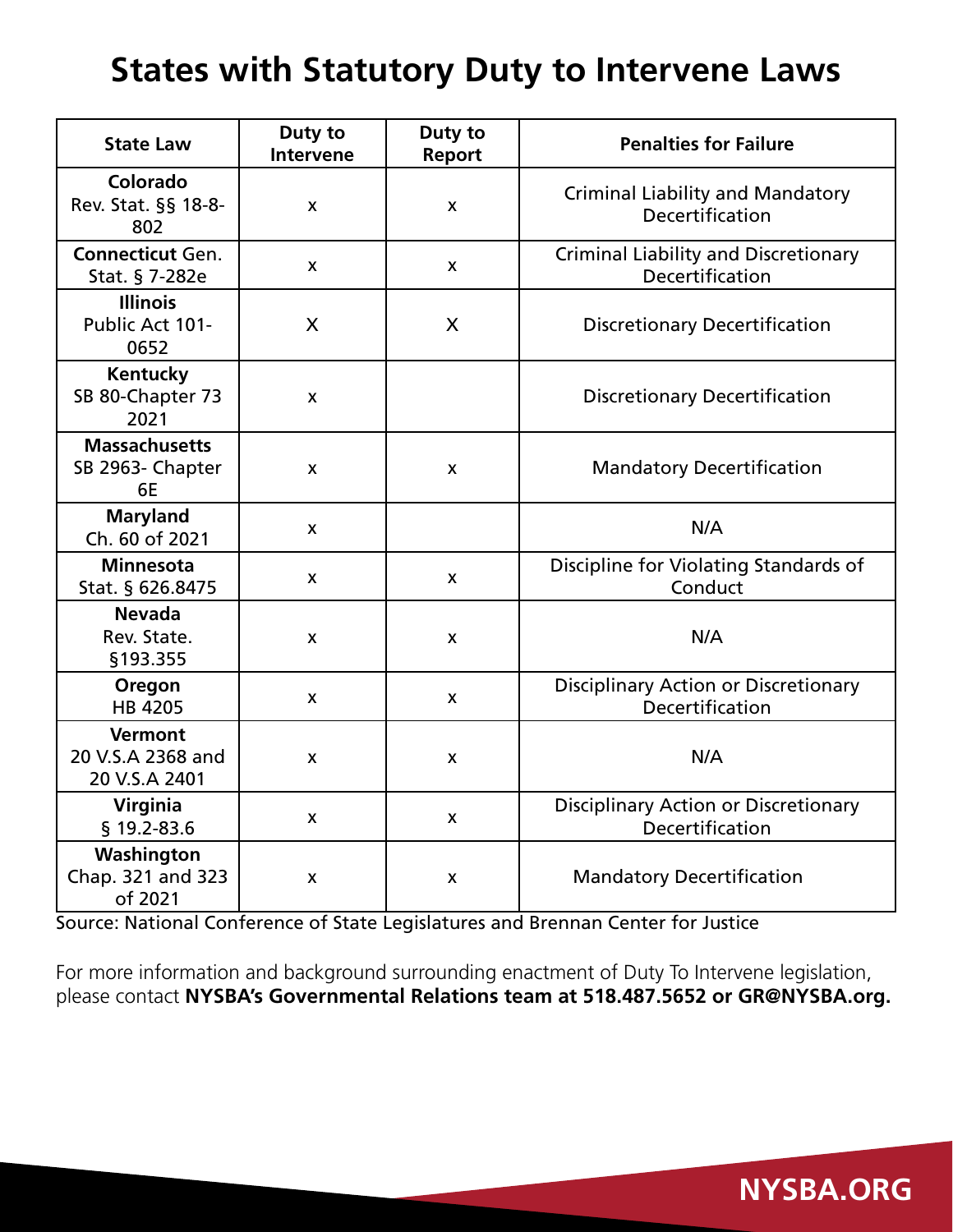# States with Statutory Duty to Intervene Laws

| State Law | Duty to Intervene | Duty to Report | Penalties for Failure |
|---|---|---|---|
| **Colorado** Rev. Stat. §§ 18-8-802 | x | x | Criminal Liability and Mandatory Decertification |
| **Connecticut** Gen. Stat. § 7-282e | x | x | Criminal Liability and Discretionary Decertification |
| **Illinois** Public Act 101-0652 | X | X | Discretionary Decertification |
| **Kentucky** SB 80-Chapter 73 2021 | x | | Discretionary Decertification |
| **Massachusetts** SB 2963- Chapter 6E | x | x | Mandatory Decertification |
| **Maryland** Ch. 60 of 2021 | x | | N/A |
| **Minnesota** Stat. § 626.8475 | x | x | Discipline for Violating Standards of Conduct |
| **Nevada** Rev. State. §193.355 | x | x | N/A |
| **Oregon** HB 4205 | x | x | Disciplinary Action or Discretionary Decertification |
| **Vermont** 20 V.S.A 2368 and 20 V.S.A 2401 | x | x | N/A |
| **Virginia** § 19.2-83.6 | x | x | Disciplinary Action or Discretionary Decertification |
| **Washington** Chap. 321 and 323 of 2021 | x | x | Mandatory Decertification |

Source: National Conference of State Legislatures and Brennan Center for Justice

For more information and background surrounding enactment of Duty To Intervene legislation, please contact **NYSBA's Governmental Relations team at 518.487.5652 or GR@NYSBA.org.**

NYSBA.ORG